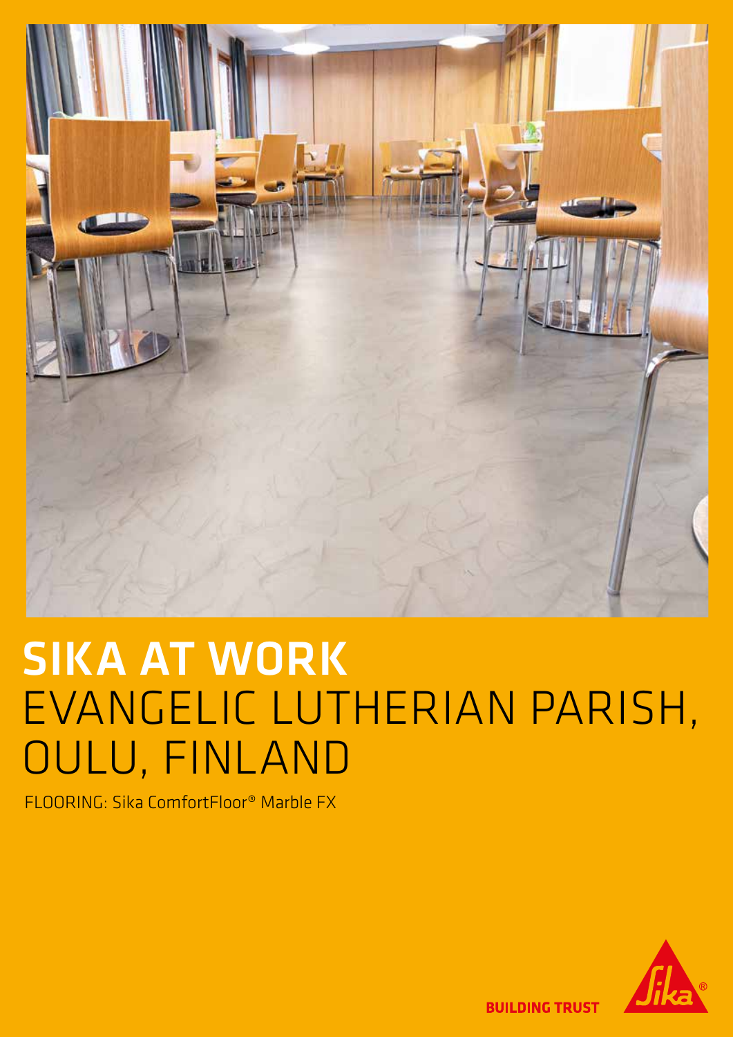# SIKA AT WORK
# EVANGELIC LUTHERIAN PARISH, OULU, FINLAND

FLOORING: Sika ComfortFloor® Marble FX

BUILDING TRUST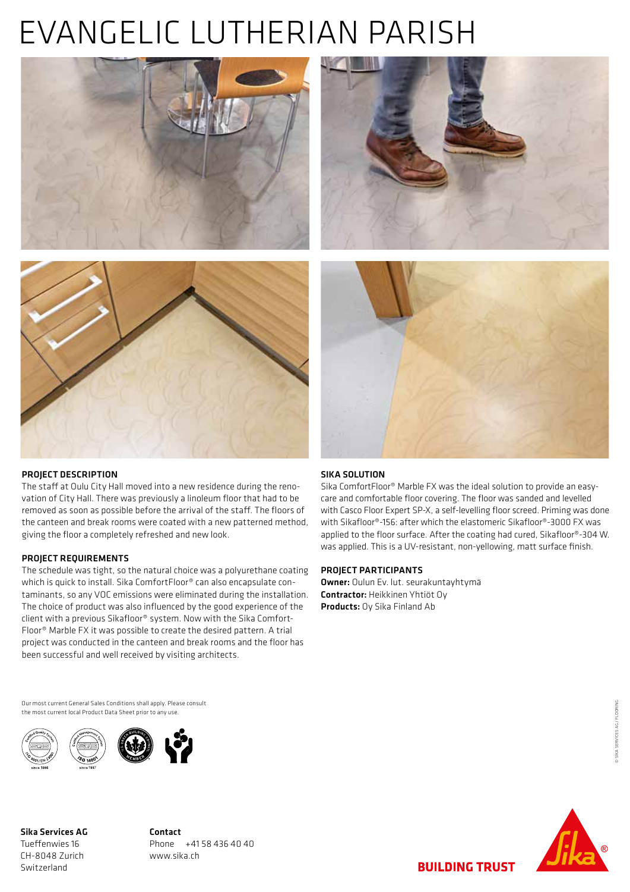# EVANGELIC LUTHERIAN PARISH

## PROJECT DESCRIPTION

The staff at Oulu City Hall moved into a new residence during the renovation of City Hall. There was previously a linoleum floor that had to be removed as soon as possible before the arrival of the staff. The floors of the canteen and break rooms were coated with a new patterned method, giving the floor a completely refreshed and new look.

## PROJECT REQUIREMENTS

The schedule was tight, so the natural choice was a polyurethane coating which is quick to install. Sika ComfortFloor® can also encapsulate contaminants, so any VOC emissions were eliminated during the installation. The choice of product was also influenced by the good experience of the client with a previous Sikafloor® system. Now with the Sika ComfortFloor® Marble FX it was possible to create the desired pattern. A trial project was conducted in the canteen and break rooms and the floor has been successful and well received by visiting architects.

## SIKA SOLUTION

Sika ComfortFloor® Marble FX was the ideal solution to provide an easy-care and comfortable floor covering. The floor was sanded and levelled with Casco Floor Expert SP-X, a self-levelling floor screed. Priming was done with Sikafloor®-156: after which the elastomeric Sikafloor®-3000 FX was applied to the floor surface. After the coating had cured, Sikafloor®-304 W. was applied. This is a UV-resistant, non-yellowing, matt surface finish.

## PROJECT PARTICIPANTS

**Owner:** Oulun Ev. lut. seurakuntayhtymä
**Contractor:** Heikkinen Yhtiöt Oy
**Products:** Oy Sika Finland Ab

Our most current General Sales Conditions shall apply. Please consult the most current local Product Data Sheet prior to any use.

**Sika Services AG**
Tueffenwies 16
CH-8048 Zurich
Switzerland

**Contact**
Phone +41 58 436 40 40
www.sika.ch

**BUILDING TRUST**

© SIKA SERVICES AG / FLOORING